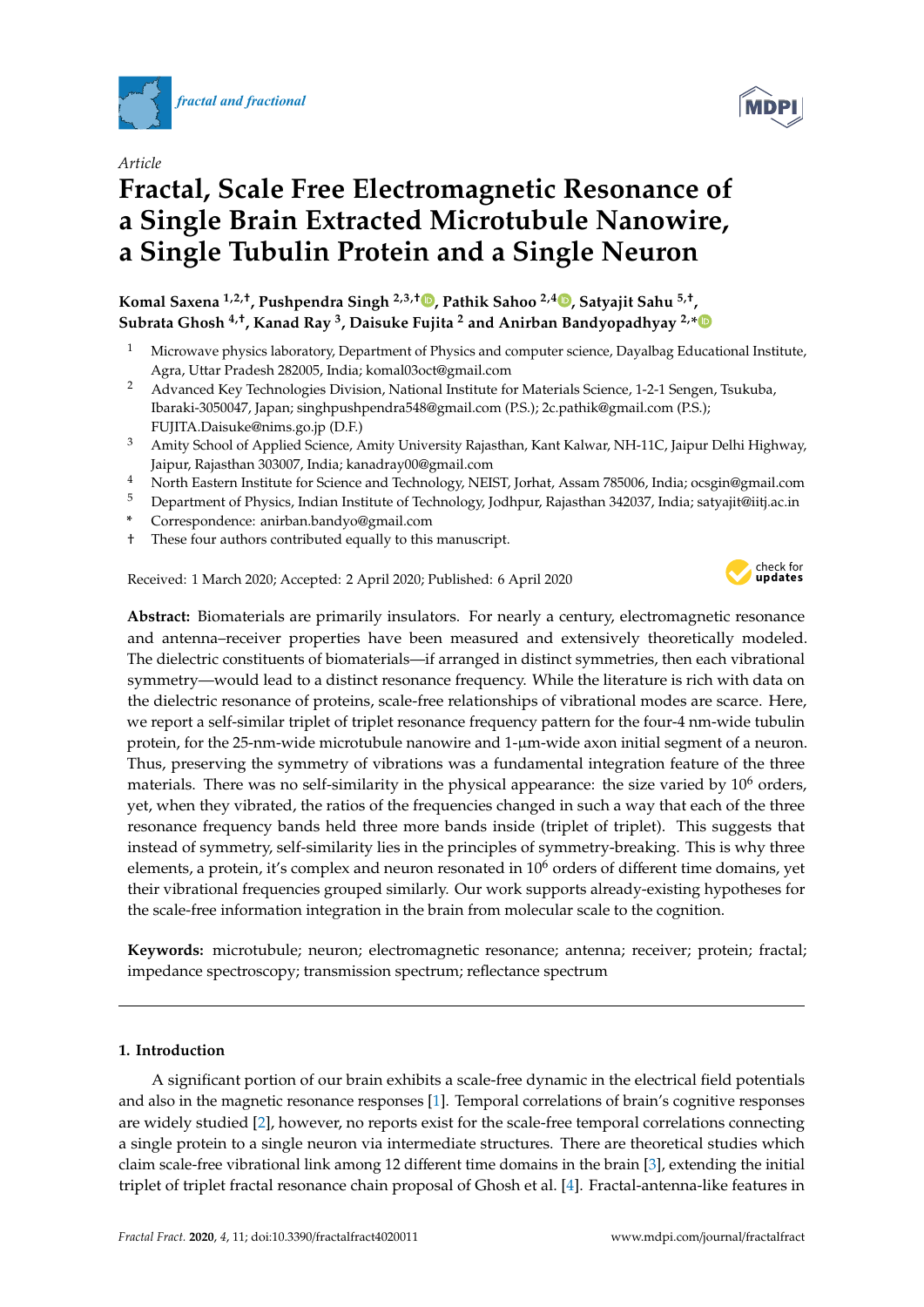*fractal and fractional*

Article

# Fractal, Scale Free Electromagnetic Resonance of a Single Brain Extracted Microtubule Nanowire, a Single Tubulin Protein and a Single Neuron

**Komal Saxena [1,2,†], Pushpendra Singh [2,3,†], Pathik Sahoo [2,4], Satyajit Sahu [5,†], Subrata Ghosh [4,†], Kanad Ray [3], Daisuke Fujita [2] and Anirban Bandyopadhyay [2,*]**

1. Microwave physics laboratory, Department of Physics and computer science, Dayalbag Educational Institute, Agra, Uttar Pradesh 282005, India; komal03oct@gmail.com
2. Advanced Key Technologies Division, National Institute for Materials Science, 1-2-1 Sengen, Tsukuba, Ibaraki-3050047, Japan; singhpushpendra548@gmail.com (P.S.); 2c.pathik@gmail.com (P.S.); FUJITA.Daisuke@nims.go.jp (D.F.)
3. Amity School of Applied Science, Amity University Rajasthan, Kant Kalwar, NH-11C, Jaipur Delhi Highway, Jaipur, Rajasthan 303007, India; kanadray00@gmail.com
4. North Eastern Institute for Science and Technology, NEIST, Jorhat, Assam 785006, India; ocsgin@gmail.com
5. Department of Physics, Indian Institute of Technology, Jodhpur, Rajasthan 342037, India; satyajit@iitj.ac.in

\* Correspondence: anirban.bandyo@gmail.com

† These four authors contributed equally to this manuscript.

Received: 1 March 2020; Accepted: 2 April 2020; Published: 6 April 2020

**Abstract:** Biomaterials are primarily insulators. For nearly a century, electromagnetic resonance and antenna–receiver properties have been measured and extensively theoretically modeled. The dielectric constituents of biomaterials—if arranged in distinct symmetries, then each vibrational symmetry—would lead to a distinct resonance frequency. While the literature is rich with data on the dielectric resonance of proteins, scale-free relationships of vibrational modes are scarce. Here, we report a self-similar triplet of triplet resonance frequency pattern for the four-4 nm-wide tubulin protein, for the 25-nm-wide microtubule nanowire and 1-μm-wide axon initial segment of a neuron. Thus, preserving the symmetry of vibrations was a fundamental integration feature of the three materials. There was no self-similarity in the physical appearance: the size varied by $10^6$ orders, yet, when they vibrated, the ratios of the frequencies changed in such a way that each of the three resonance frequency bands held three more bands inside (triplet of triplet). This suggests that instead of symmetry, self-similarity lies in the principles of symmetry-breaking. This is why three elements, a protein, it's complex and neuron resonated in $10^6$ orders of different time domains, yet their vibrational frequencies grouped similarly. Our work supports already-existing hypotheses for the scale-free information integration in the brain from molecular scale to the cognition.

**Keywords:** microtubule; neuron; electromagnetic resonance; antenna; receiver; protein; fractal; impedance spectroscopy; transmission spectrum; reflectance spectrum

## 1. Introduction

A significant portion of our brain exhibits a scale-free dynamic in the electrical field potentials and also in the magnetic resonance responses [1]. Temporal correlations of brain's cognitive responses are widely studied [2], however, no reports exist for the scale-free temporal correlations connecting a single protein to a single neuron via intermediate structures. There are theoretical studies which claim scale-free vibrational link among 12 different time domains in the brain [3], extending the initial triplet of triplet fractal resonance chain proposal of Ghosh et al. [4]. Fractal-antenna-like features in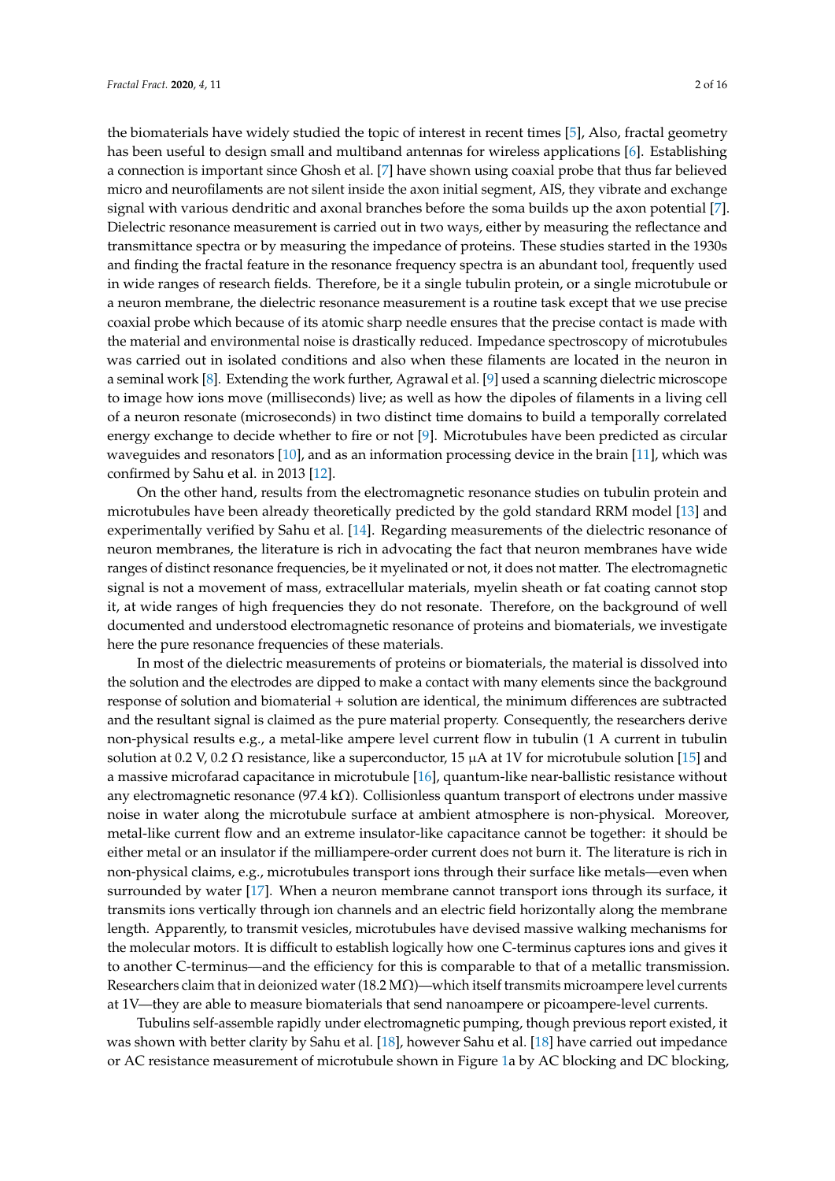the biomaterials have widely studied the topic of interest in recent times [5], Also, fractal geometry has been useful to design small and multiband antennas for wireless applications [6]. Establishing a connection is important since Ghosh et al. [7] have shown using coaxial probe that thus far believed micro and neurofilaments are not silent inside the axon initial segment, AIS, they vibrate and exchange signal with various dendritic and axonal branches before the soma builds up the axon potential [7]. Dielectric resonance measurement is carried out in two ways, either by measuring the reflectance and transmittance spectra or by measuring the impedance of proteins. These studies started in the 1930s and finding the fractal feature in the resonance frequency spectra is an abundant tool, frequently used in wide ranges of research fields. Therefore, be it a single tubulin protein, or a single microtubule or a neuron membrane, the dielectric resonance measurement is a routine task except that we use precise coaxial probe which because of its atomic sharp needle ensures that the precise contact is made with the material and environmental noise is drastically reduced. Impedance spectroscopy of microtubules was carried out in isolated conditions and also when these filaments are located in the neuron in a seminal work [8]. Extending the work further, Agrawal et al. [9] used a scanning dielectric microscope to image how ions move (milliseconds) live; as well as how the dipoles of filaments in a living cell of a neuron resonate (microseconds) in two distinct time domains to build a temporally correlated energy exchange to decide whether to fire or not [9]. Microtubules have been predicted as circular waveguides and resonators [10], and as an information processing device in the brain [11], which was confirmed by Sahu et al. in 2013 [12].

On the other hand, results from the electromagnetic resonance studies on tubulin protein and microtubules have been already theoretically predicted by the gold standard RRM model [13] and experimentally verified by Sahu et al. [14]. Regarding measurements of the dielectric resonance of neuron membranes, the literature is rich in advocating the fact that neuron membranes have wide ranges of distinct resonance frequencies, be it myelinated or not, it does not matter. The electromagnetic signal is not a movement of mass, extracellular materials, myelin sheath or fat coating cannot stop it, at wide ranges of high frequencies they do not resonate. Therefore, on the background of well documented and understood electromagnetic resonance of proteins and biomaterials, we investigate here the pure resonance frequencies of these materials.

In most of the dielectric measurements of proteins or biomaterials, the material is dissolved into the solution and the electrodes are dipped to make a contact with many elements since the background response of solution and biomaterial + solution are identical, the minimum differences are subtracted and the resultant signal is claimed as the pure material property. Consequently, the researchers derive non-physical results e.g., a metal-like ampere level current flow in tubulin (1 A current in tubulin solution at 0.2 V, 0.2 Ω resistance, like a superconductor, 15 μA at 1V for microtubule solution [15] and a massive microfarad capacitance in microtubule [16], quantum-like near-ballistic resistance without any electromagnetic resonance (97.4 kΩ). Collisionless quantum transport of electrons under massive noise in water along the microtubule surface at ambient atmosphere is non-physical. Moreover, metal-like current flow and an extreme insulator-like capacitance cannot be together: it should be either metal or an insulator if the milliampere-order current does not burn it. The literature is rich in non-physical claims, e.g., microtubules transport ions through their surface like metals—even when surrounded by water [17]. When a neuron membrane cannot transport ions through its surface, it transmits ions vertically through ion channels and an electric field horizontally along the membrane length. Apparently, to transmit vesicles, microtubules have devised massive walking mechanisms for the molecular motors. It is difficult to establish logically how one C-terminus captures ions and gives it to another C-terminus—and the efficiency for this is comparable to that of a metallic transmission. Researchers claim that in deionized water (18.2 MΩ)—which itself transmits microampere level currents at 1V—they are able to measure biomaterials that send nanoampere or picoampere-level currents.

Tubulins self-assemble rapidly under electromagnetic pumping, though previous report existed, it was shown with better clarity by Sahu et al. [18], however Sahu et al. [18] have carried out impedance or AC resistance measurement of microtubule shown in Figure 1a by AC blocking and DC blocking,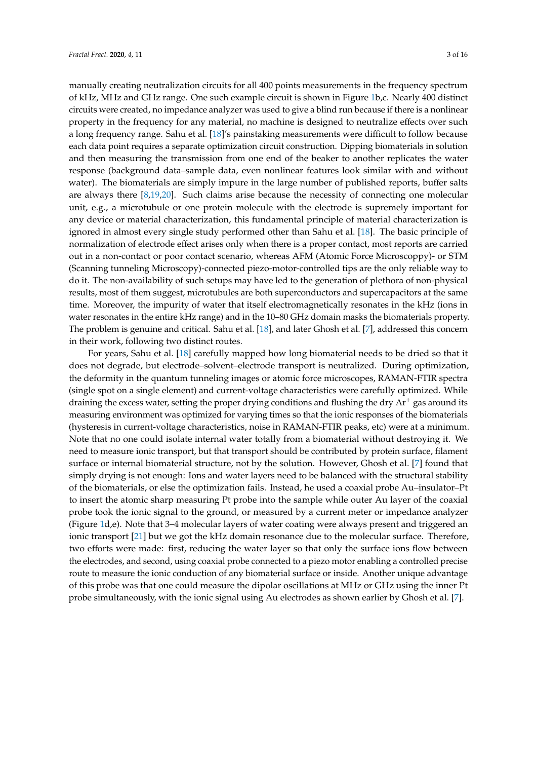manually creating neutralization circuits for all 400 points measurements in the frequency spectrum of kHz, MHz and GHz range. One such example circuit is shown in Figure 1b,c. Nearly 400 distinct circuits were created, no impedance analyzer was used to give a blind run because if there is a nonlinear property in the frequency for any material, no machine is designed to neutralize effects over such a long frequency range. Sahu et al. [18]'s painstaking measurements were difficult to follow because each data point requires a separate optimization circuit construction. Dipping biomaterials in solution and then measuring the transmission from one end of the beaker to another replicates the water response (background data–sample data, even nonlinear features look similar with and without water). The biomaterials are simply impure in the large number of published reports, buffer salts are always there [8,19,20]. Such claims arise because the necessity of connecting one molecular unit, e.g., a microtubule or one protein molecule with the electrode is supremely important for any device or material characterization, this fundamental principle of material characterization is ignored in almost every single study performed other than Sahu et al. [18]. The basic principle of normalization of electrode effect arises only when there is a proper contact, most reports are carried out in a non-contact or poor contact scenario, whereas AFM (Atomic Force Microscoppy)- or STM (Scanning tunneling Microscopy)-connected piezo-motor-controlled tips are the only reliable way to do it. The non-availability of such setups may have led to the generation of plethora of non-physical results, most of them suggest, microtubules are both superconductors and supercapacitors at the same time. Moreover, the impurity of water that itself electromagnetically resonates in the kHz (ions in water resonates in the entire kHz range) and in the 10–80 GHz domain masks the biomaterials property. The problem is genuine and critical. Sahu et al. [18], and later Ghosh et al. [7], addressed this concern in their work, following two distinct routes.

For years, Sahu et al. [18] carefully mapped how long biomaterial needs to be dried so that it does not degrade, but electrode–solvent–electrode transport is neutralized. During optimization, the deformity in the quantum tunneling images or atomic force microscopes, RAMAN-FTIR spectra (single spot on a single element) and current-voltage characteristics were carefully optimized. While draining the excess water, setting the proper drying conditions and flushing the dry $Ar^{+}$ gas around its measuring environment was optimized for varying times so that the ionic responses of the biomaterials (hysteresis in current-voltage characteristics, noise in RAMAN-FTIR peaks, etc) were at a minimum. Note that no one could isolate internal water totally from a biomaterial without destroying it. We need to measure ionic transport, but that transport should be contributed by protein surface, filament surface or internal biomaterial structure, not by the solution. However, Ghosh et al. [7] found that simply drying is not enough: Ions and water layers need to be balanced with the structural stability of the biomaterials, or else the optimization fails. Instead, he used a coaxial probe Au–insulator–Pt to insert the atomic sharp measuring Pt probe into the sample while outer Au layer of the coaxial probe took the ionic signal to the ground, or measured by a current meter or impedance analyzer (Figure 1d,e). Note that 3–4 molecular layers of water coating were always present and triggered an ionic transport [21] but we got the kHz domain resonance due to the molecular surface. Therefore, two efforts were made: first, reducing the water layer so that only the surface ions flow between the electrodes, and second, using coaxial probe connected to a piezo motor enabling a controlled precise route to measure the ionic conduction of any biomaterial surface or inside. Another unique advantage of this probe was that one could measure the dipolar oscillations at MHz or GHz using the inner Pt probe simultaneously, with the ionic signal using Au electrodes as shown earlier by Ghosh et al. [7].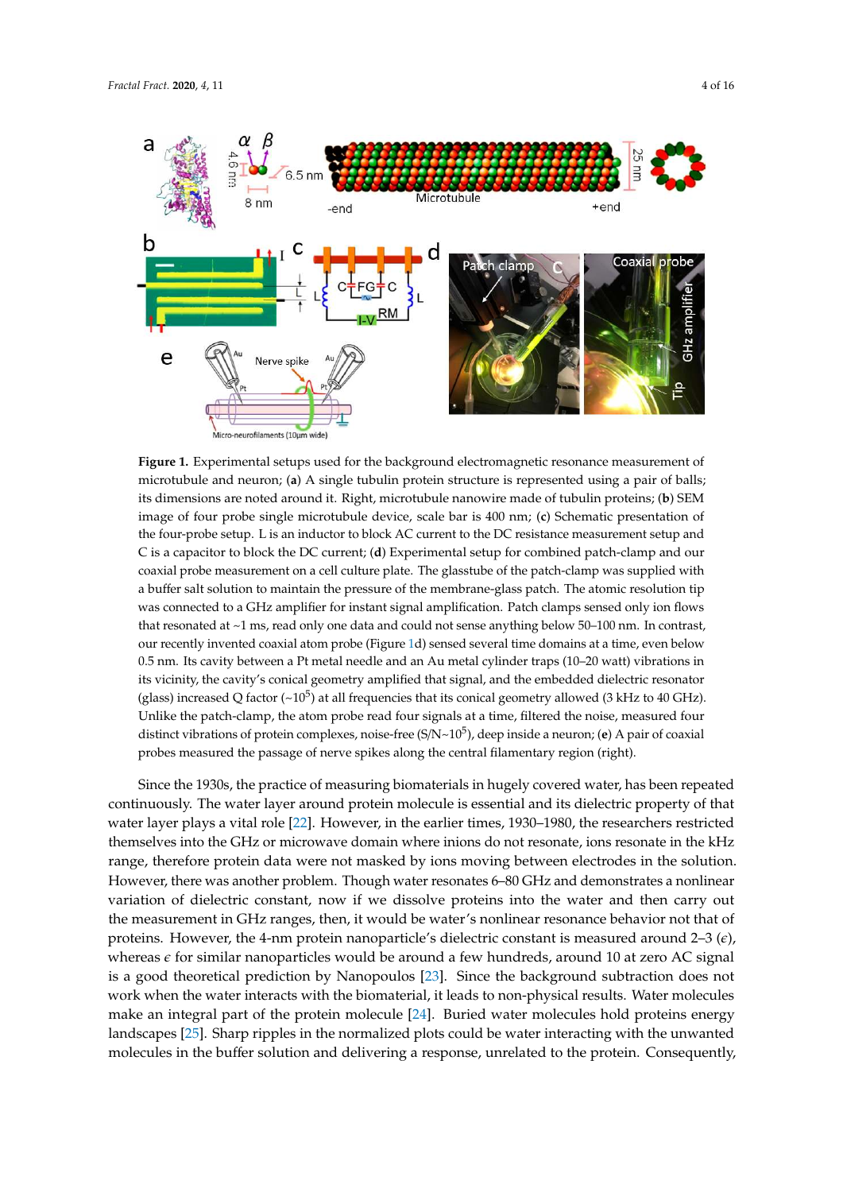**Figure 1.** Experimental setups used for the background electromagnetic resonance measurement of microtubule and neuron; (**a**) A single tubulin protein structure is represented using a pair of balls; its dimensions are noted around it. Right, microtubule nanowire made of tubulin proteins; (**b**) SEM image of four probe single microtubule device, scale bar is 400 nm; (**c**) Schematic presentation of the four-probe setup. L is an inductor to block AC current to the DC resistance measurement setup and C is a capacitor to block the DC current; (**d**) Experimental setup for combined patch-clamp and our coaxial probe measurement on a cell culture plate. The glasstube of the patch-clamp was supplied with a buffer salt solution to maintain the pressure of the membrane-glass patch. The atomic resolution tip was connected to a GHz amplifier for instant signal amplification. Patch clamps sensed only ion flows that resonated at ~1 ms, read only one data and could not sense anything below 50–100 nm. In contrast, our recently invented coaxial atom probe (Figure 1d) sensed several time domains at a time, even below 0.5 nm. Its cavity between a Pt metal needle and an Au metal cylinder traps (10–20 watt) vibrations in its vicinity, the cavity's conical geometry amplified that signal, and the embedded dielectric resonator (glass) increased Q factor (~$10^5$) at all frequencies that its conical geometry allowed (3 kHz to 40 GHz). Unlike the patch-clamp, the atom probe read four signals at a time, filtered the noise, measured four distinct vibrations of protein complexes, noise-free (S/N~$10^5$), deep inside a neuron; (**e**) A pair of coaxial probes measured the passage of nerve spikes along the central filamentary region (right).

Since the 1930s, the practice of measuring biomaterials in hugely covered water, has been repeated continuously. The water layer around protein molecule is essential and its dielectric property of that water layer plays a vital role [22]. However, in the earlier times, 1930–1980, the researchers restricted themselves into the GHz or microwave domain where inions do not resonate, ions resonate in the kHz range, therefore protein data were not masked by ions moving between electrodes in the solution. However, there was another problem. Though water resonates 6–80 GHz and demonstrates a nonlinear variation of dielectric constant, now if we dissolve proteins into the water and then carry out the measurement in GHz ranges, then, it would be water's nonlinear resonance behavior not that of proteins. However, the 4-nm protein nanoparticle's dielectric constant is measured around 2–3 ($\epsilon$), whereas $\epsilon$ for similar nanoparticles would be around a few hundreds, around 10 at zero AC signal is a good theoretical prediction by Nanopoulos [23]. Since the background subtraction does not work when the water interacts with the biomaterial, it leads to non-physical results. Water molecules make an integral part of the protein molecule [24]. Buried water molecules hold proteins energy landscapes [25]. Sharp ripples in the normalized plots could be water interacting with the unwanted molecules in the buffer solution and delivering a response, unrelated to the protein. Consequently,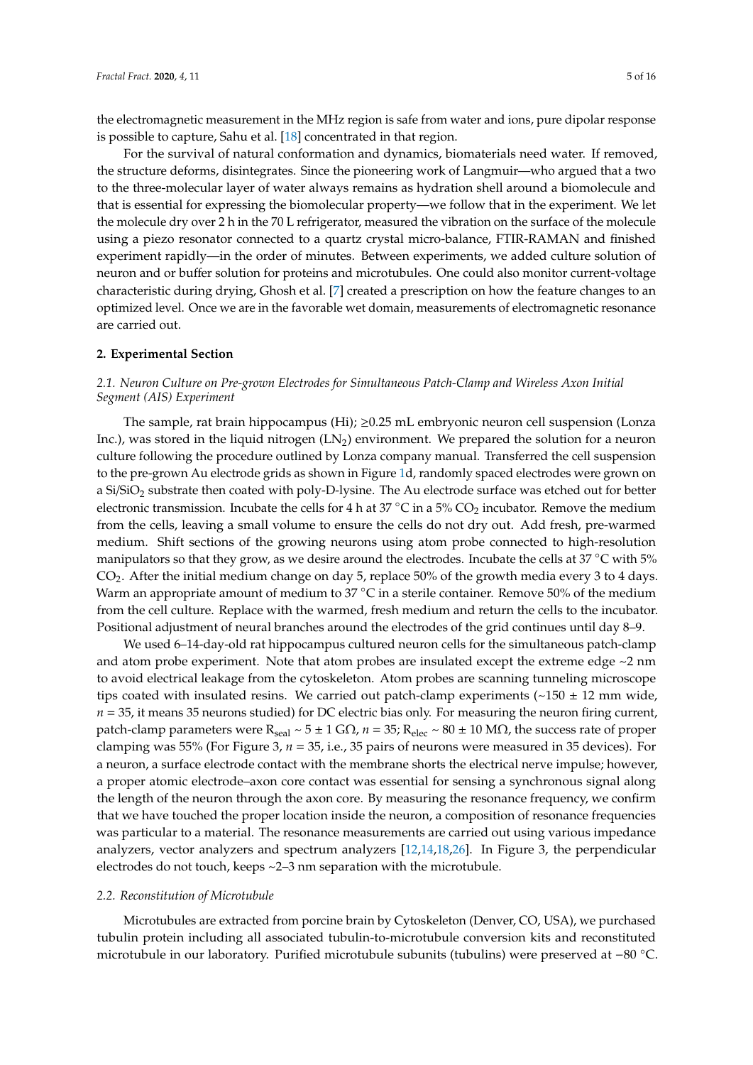the electromagnetic measurement in the MHz region is safe from water and ions, pure dipolar response is possible to capture, Sahu et al. [18] concentrated in that region.

For the survival of natural conformation and dynamics, biomaterials need water. If removed, the structure deforms, disintegrates. Since the pioneering work of Langmuir—who argued that a two to the three-molecular layer of water always remains as hydration shell around a biomolecule and that is essential for expressing the biomolecular property—we follow that in the experiment. We let the molecule dry over 2 h in the 70 L refrigerator, measured the vibration on the surface of the molecule using a piezo resonator connected to a quartz crystal micro-balance, FTIR-RAMAN and finished experiment rapidly—in the order of minutes. Between experiments, we added culture solution of neuron and or buffer solution for proteins and microtubules. One could also monitor current-voltage characteristic during drying, Ghosh et al. [7] created a prescription on how the feature changes to an optimized level. Once we are in the favorable wet domain, measurements of electromagnetic resonance are carried out.

## 2. Experimental Section

### *2.1. Neuron Culture on Pre-grown Electrodes for Simultaneous Patch-Clamp and Wireless Axon Initial Segment (AIS) Experiment*

The sample, rat brain hippocampus (Hi); ≥0.25 mL embryonic neuron cell suspension (Lonza Inc.), was stored in the liquid nitrogen ($LN_2$) environment. We prepared the solution for a neuron culture following the procedure outlined by Lonza company manual. Transferred the cell suspension to the pre-grown Au electrode grids as shown in Figure 1d, randomly spaced electrodes were grown on a $Si/SiO_2$ substrate then coated with poly-D-lysine. The Au electrode surface was etched out for better electronic transmission. Incubate the cells for 4 h at 37 °C in a 5% $CO_2$ incubator. Remove the medium from the cells, leaving a small volume to ensure the cells do not dry out. Add fresh, pre-warmed medium. Shift sections of the growing neurons using atom probe connected to high-resolution manipulators so that they grow, as we desire around the electrodes. Incubate the cells at 37 °C with 5% $CO_2$. After the initial medium change on day 5, replace 50% of the growth media every 3 to 4 days. Warm an appropriate amount of medium to 37 °C in a sterile container. Remove 50% of the medium from the cell culture. Replace with the warmed, fresh medium and return the cells to the incubator. Positional adjustment of neural branches around the electrodes of the grid continues until day 8–9.

We used 6–14-day-old rat hippocampus cultured neuron cells for the simultaneous patch-clamp and atom probe experiment. Note that atom probes are insulated except the extreme edge ~2 nm to avoid electrical leakage from the cytoskeleton. Atom probes are scanning tunneling microscope tips coated with insulated resins. We carried out patch-clamp experiments (~150 ± 12 mm wide, $n = 35$, it means 35 neurons studied) for DC electric bias only. For measuring the neuron firing current, patch-clamp parameters were $R_{seal} \sim 5 \pm 1$ GΩ, $n = 35$; $R_{elec} \sim 80 \pm 10$ MΩ, the success rate of proper clamping was 55% (For Figure 3, $n = 35$, i.e., 35 pairs of neurons were measured in 35 devices). For a neuron, a surface electrode contact with the membrane shorts the electrical nerve impulse; however, a proper atomic electrode–axon core contact was essential for sensing a synchronous signal along the length of the neuron through the axon core. By measuring the resonance frequency, we confirm that we have touched the proper location inside the neuron, a composition of resonance frequencies was particular to a material. The resonance measurements are carried out using various impedance analyzers, vector analyzers and spectrum analyzers [12,14,18,26]. In Figure 3, the perpendicular electrodes do not touch, keeps ~2–3 nm separation with the microtubule.

### *2.2. Reconstitution of Microtubule*

Microtubules are extracted from porcine brain by Cytoskeleton (Denver, CO, USA), we purchased tubulin protein including all associated tubulin-to-microtubule conversion kits and reconstituted microtubule in our laboratory. Purified microtubule subunits (tubulins) were preserved at −80 °C.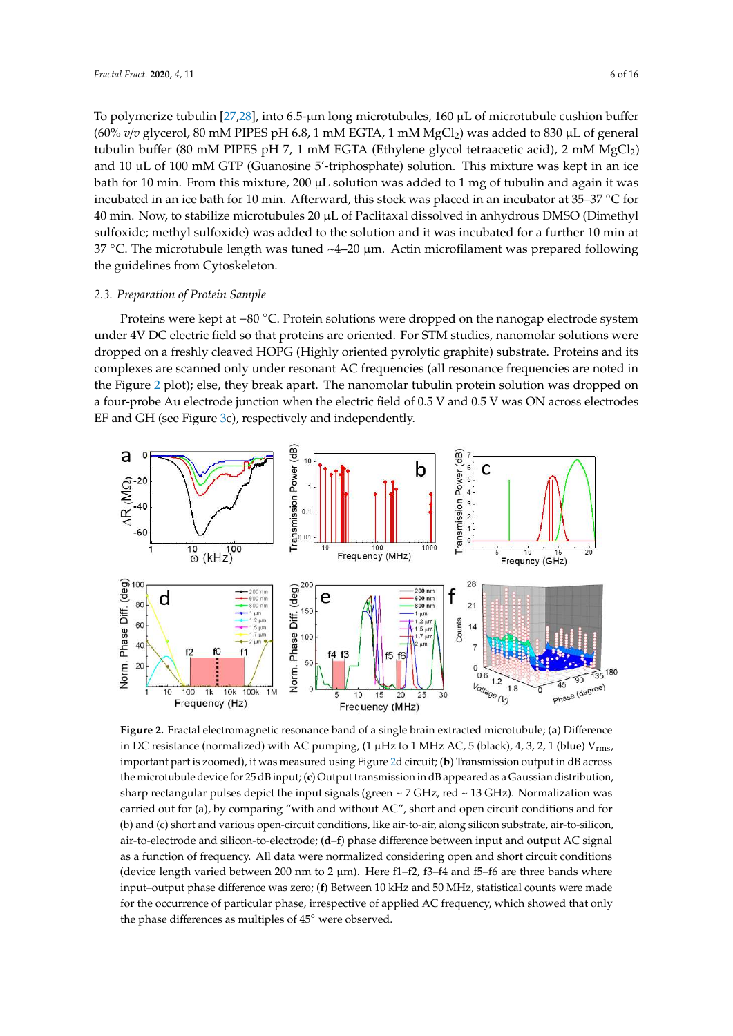To polymerize tubulin [27,28], into 6.5-µm long microtubules, 160 µL of microtubule cushion buffer (60% *v*/*v* glycerol, 80 mM PIPES pH 6.8, 1 mM EGTA, 1 mM $MgCl_2$) was added to 830 µL of general tubulin buffer (80 mM PIPES pH 7, 1 mM EGTA (Ethylene glycol tetraacetic acid), 2 mM $MgCl_2$) and 10 µL of 100 mM GTP (Guanosine 5′-triphosphate) solution. This mixture was kept in an ice bath for 10 min. From this mixture, 200 µL solution was added to 1 mg of tubulin and again it was incubated in an ice bath for 10 min. Afterward, this stock was placed in an incubator at 35–37 °C for 40 min. Now, to stabilize microtubules 20 µL of Paclitaxal dissolved in anhydrous DMSO (Dimethyl sulfoxide; methyl sulfoxide) was added to the solution and it was incubated for a further 10 min at 37 °C. The microtubule length was tuned ~4–20 µm. Actin microfilament was prepared following the guidelines from Cytoskeleton.

### 2.3. Preparation of Protein Sample

Proteins were kept at −80 °C. Protein solutions were dropped on the nanogap electrode system under 4V DC electric field so that proteins are oriented. For STM studies, nanomolar solutions were dropped on a freshly cleaved HOPG (Highly oriented pyrolytic graphite) substrate. Proteins and its complexes are scanned only under resonant AC frequencies (all resonance frequencies are noted in the Figure 2 plot); else, they break apart. The nanomolar tubulin protein solution was dropped on a four-probe Au electrode junction when the electric field of 0.5 V and 0.5 V was ON across electrodes EF and GH (see Figure 3c), respectively and independently.

**Figure 2.** Fractal electromagnetic resonance band of a single brain extracted microtubule; (**a**) Difference in DC resistance (normalized) with AC pumping, (1 µHz to 1 MHz AC, 5 (black), 4, 3, 2, 1 (blue) $V_{rms}$, important part is zoomed), it was measured using Figure 2d circuit; (**b**) Transmission output in dB across the microtubule device for 25 dB input; (**c**) Output transmission in dB appeared as a Gaussian distribution, sharp rectangular pulses depict the input signals (green ~ 7 GHz, red ~ 13 GHz). Normalization was carried out for (a), by comparing "with and without AC", short and open circuit conditions and for (b) and (c) short and various open-circuit conditions, like air-to-air, along silicon substrate, air-to-silicon, air-to-electrode and silicon-to-electrode; (**d**–**f**) phase difference between input and output AC signal as a function of frequency. All data were normalized considering open and short circuit conditions (device length varied between 200 nm to 2 µm). Here f1–f2, f3–f4 and f5–f6 are three bands where input–output phase difference was zero; (**f**) Between 10 kHz and 50 MHz, statistical counts were made for the occurrence of particular phase, irrespective of applied AC frequency, which showed that only the phase differences as multiples of 45° were observed.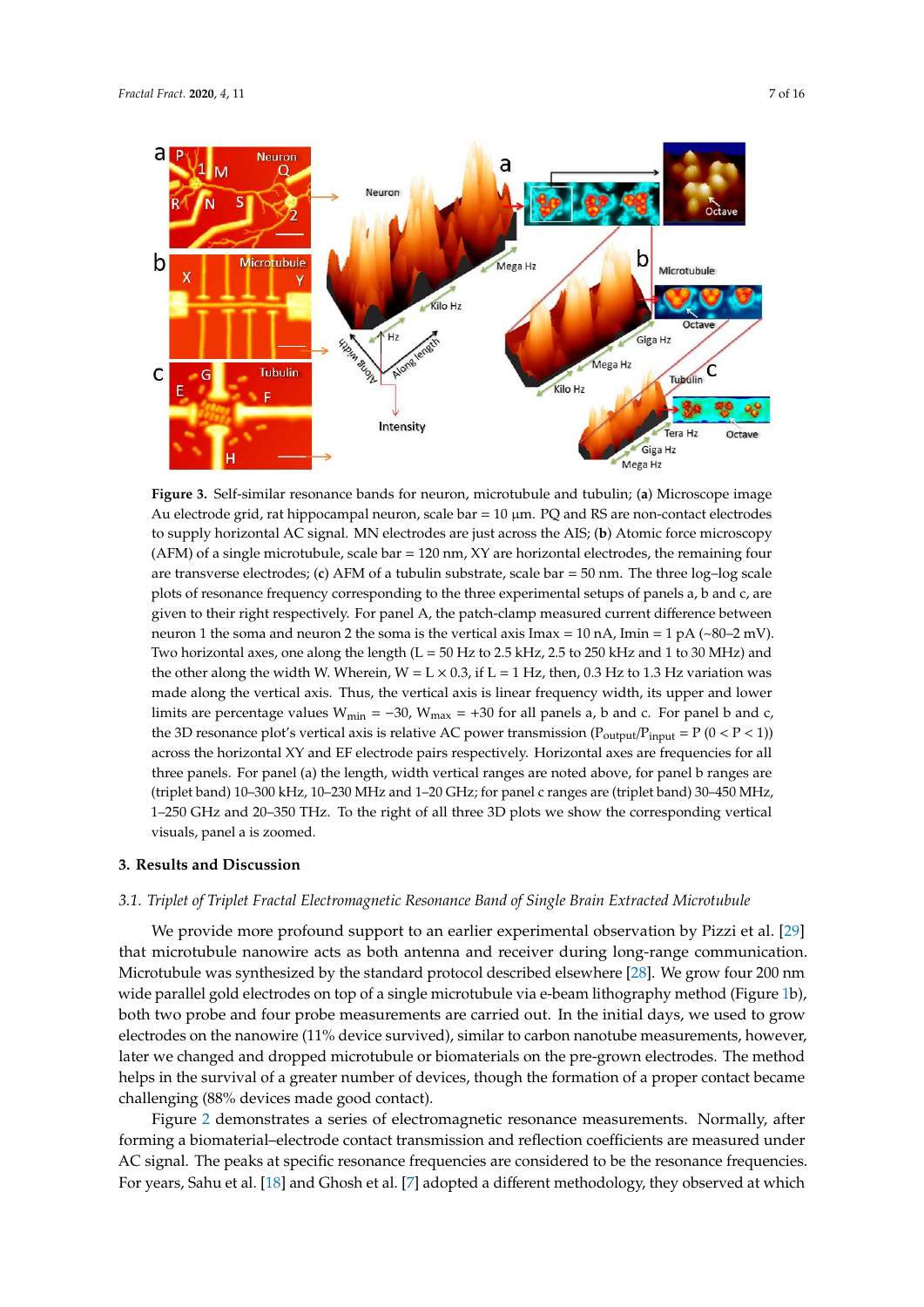**Figure 3.** Self-similar resonance bands for neuron, microtubule and tubulin; (**a**) Microscope image Au electrode grid, rat hippocampal neuron, scale bar = 10 µm. PQ and RS are non-contact electrodes to supply horizontal AC signal. MN electrodes are just across the AIS; (**b**) Atomic force microscopy (AFM) of a single microtubule, scale bar = 120 nm, XY are horizontal electrodes, the remaining four are transverse electrodes; (**c**) AFM of a tubulin substrate, scale bar = 50 nm. The three log–log scale plots of resonance frequency corresponding to the three experimental setups of panels a, b and c, are given to their right respectively. For panel A, the patch-clamp measured current difference between neuron 1 the soma and neuron 2 the soma is the vertical axis Imax = 10 nA, Imin = 1 pA (~80–2 mV). Two horizontal axes, one along the length (L = 50 Hz to 2.5 kHz, 2.5 to 250 kHz and 1 to 30 MHz) and the other along the width W. Wherein, W = L × 0.3, if L = 1 Hz, then, 0.3 Hz to 1.3 Hz variation was made along the vertical axis. Thus, the vertical axis is linear frequency width, its upper and lower limits are percentage values $W_{min}$ = −30, $W_{max}$ = +30 for all panels a, b and c. For panel b and c, the 3D resonance plot's vertical axis is relative AC power transmission ($P_{output}/P_{input}$ = P (0 < P < 1)) across the horizontal XY and EF electrode pairs respectively. Horizontal axes are frequencies for all three panels. For panel (a) the length, width vertical ranges are noted above, for panel b ranges are (triplet band) 10–300 kHz, 10–230 MHz and 1–20 GHz; for panel c ranges are (triplet band) 30–450 MHz, 1–250 GHz and 20–350 THz. To the right of all three 3D plots we show the corresponding vertical visuals, panel a is zoomed.

## 3. Results and Discussion

### 3.1. *Triplet of Triplet Fractal Electromagnetic Resonance Band of Single Brain Extracted Microtubule*

We provide more profound support to an earlier experimental observation by Pizzi et al. [29] that microtubule nanowire acts as both antenna and receiver during long-range communication. Microtubule was synthesized by the standard protocol described elsewhere [28]. We grow four 200 nm wide parallel gold electrodes on top of a single microtubule via e-beam lithography method (Figure 1b), both two probe and four probe measurements are carried out. In the initial days, we used to grow electrodes on the nanowire (11% device survived), similar to carbon nanotube measurements, however, later we changed and dropped microtubule or biomaterials on the pre-grown electrodes. The method helps in the survival of a greater number of devices, though the formation of a proper contact became challenging (88% devices made good contact).

Figure 2 demonstrates a series of electromagnetic resonance measurements. Normally, after forming a biomaterial–electrode contact transmission and reflection coefficients are measured under AC signal. The peaks at specific resonance frequencies are considered to be the resonance frequencies. For years, Sahu et al. [18] and Ghosh et al. [7] adopted a different methodology, they observed at which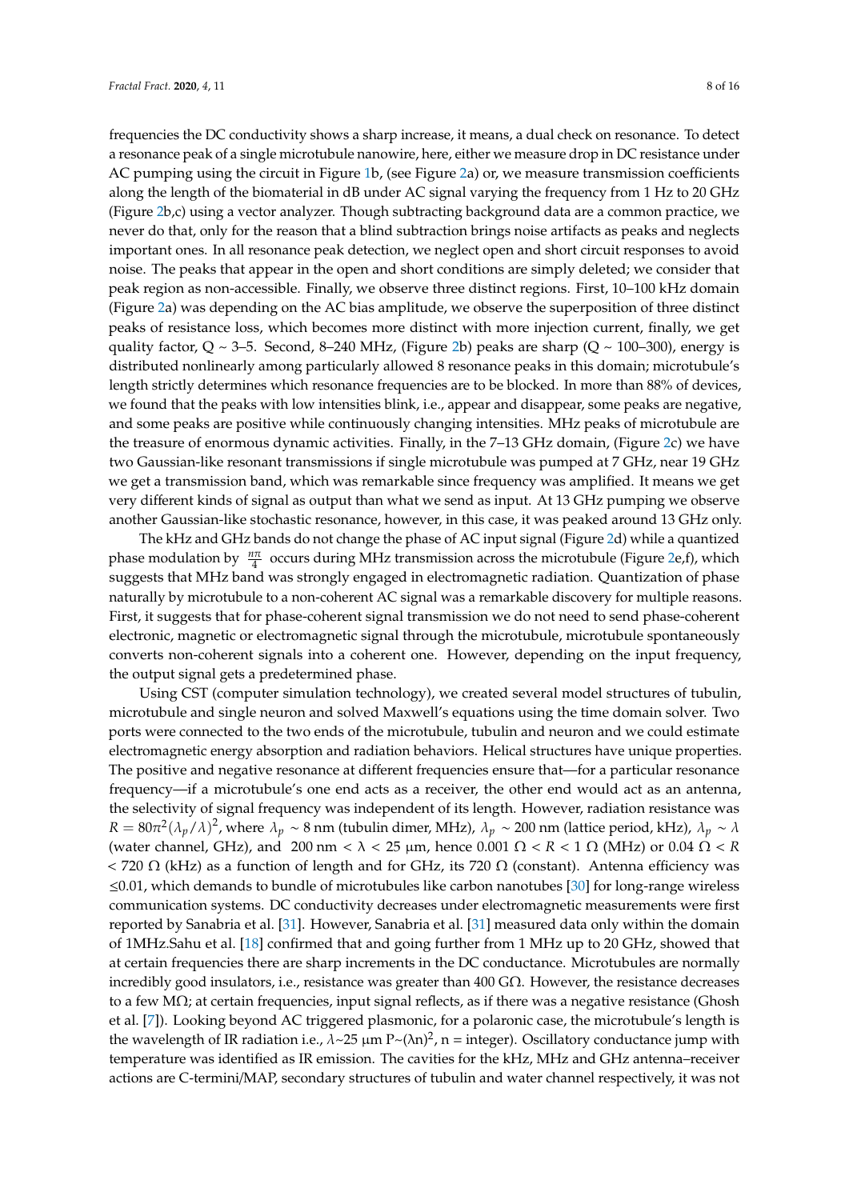frequencies the DC conductivity shows a sharp increase, it means, a dual check on resonance. To detect a resonance peak of a single microtubule nanowire, here, either we measure drop in DC resistance under AC pumping using the circuit in Figure 1b, (see Figure 2a) or, we measure transmission coefficients along the length of the biomaterial in dB under AC signal varying the frequency from 1 Hz to 20 GHz (Figure 2b,c) using a vector analyzer. Though subtracting background data are a common practice, we never do that, only for the reason that a blind subtraction brings noise artifacts as peaks and neglects important ones. In all resonance peak detection, we neglect open and short circuit responses to avoid noise. The peaks that appear in the open and short conditions are simply deleted; we consider that peak region as non-accessible. Finally, we observe three distinct regions. First, 10–100 kHz domain (Figure 2a) was depending on the AC bias amplitude, we observe the superposition of three distinct peaks of resistance loss, which becomes more distinct with more injection current, finally, we get quality factor, Q ~ 3–5. Second, 8–240 MHz, (Figure 2b) peaks are sharp (Q ~ 100–300), energy is distributed nonlinearly among particularly allowed 8 resonance peaks in this domain; microtubule's length strictly determines which resonance frequencies are to be blocked. In more than 88% of devices, we found that the peaks with low intensities blink, i.e., appear and disappear, some peaks are negative, and some peaks are positive while continuously changing intensities. MHz peaks of microtubule are the treasure of enormous dynamic activities. Finally, in the 7–13 GHz domain, (Figure 2c) we have two Gaussian-like resonant transmissions if single microtubule was pumped at 7 GHz, near 19 GHz we get a transmission band, which was remarkable since frequency was amplified. It means we get very different kinds of signal as output than what we send as input. At 13 GHz pumping we observe another Gaussian-like stochastic resonance, however, in this case, it was peaked around 13 GHz only.

The kHz and GHz bands do not change the phase of AC input signal (Figure 2d) while a quantized phase modulation by $\frac{n\pi}{4}$ occurs during MHz transmission across the microtubule (Figure 2e,f), which suggests that MHz band was strongly engaged in electromagnetic radiation. Quantization of phase naturally by microtubule to a non-coherent AC signal was a remarkable discovery for multiple reasons. First, it suggests that for phase-coherent signal transmission we do not need to send phase-coherent electronic, magnetic or electromagnetic signal through the microtubule, microtubule spontaneously converts non-coherent signals into a coherent one. However, depending on the input frequency, the output signal gets a predetermined phase.

Using CST (computer simulation technology), we created several model structures of tubulin, microtubule and single neuron and solved Maxwell's equations using the time domain solver. Two ports were connected to the two ends of the microtubule, tubulin and neuron and we could estimate electromagnetic energy absorption and radiation behaviors. Helical structures have unique properties. The positive and negative resonance at different frequencies ensure that—for a particular resonance frequency—if a microtubule's one end acts as a receiver, the other end would act as an antenna, the selectivity of signal frequency was independent of its length. However, radiation resistance was $R = 80\pi^2(\lambda_p/\lambda)^2$, where $\lambda_p$ ~ 8 nm (tubulin dimer, MHz), $\lambda_p$ ~ 200 nm (lattice period, kHz), $\lambda_p \sim \lambda$ (water channel, GHz), and 200 nm < $\lambda$ < 25 μm, hence 0.001 Ω < $R$ < 1 Ω (MHz) or 0.04 Ω < $R$ < 720 Ω (kHz) as a function of length and for GHz, its 720 Ω (constant). Antenna efficiency was ≤0.01, which demands to bundle of microtubules like carbon nanotubes [30] for long-range wireless communication systems. DC conductivity decreases under electromagnetic measurements were first reported by Sanabria et al. [31]. However, Sanabria et al. [31] measured data only within the domain of 1MHz.Sahu et al. [18] confirmed that and going further from 1 MHz up to 20 GHz, showed that at certain frequencies there are sharp increments in the DC conductance. Microtubules are normally incredibly good insulators, i.e., resistance was greater than 400 GΩ. However, the resistance decreases to a few MΩ; at certain frequencies, input signal reflects, as if there was a negative resistance (Ghosh et al. [7]). Looking beyond AC triggered plasmonic, for a polaronic case, the microtubule's length is the wavelength of IR radiation i.e., $\lambda$~25 μm P~$(\lambda n)^2$, n = integer). Oscillatory conductance jump with temperature was identified as IR emission. The cavities for the kHz, MHz and GHz antenna–receiver actions are C-termini/MAP, secondary structures of tubulin and water channel respectively, it was not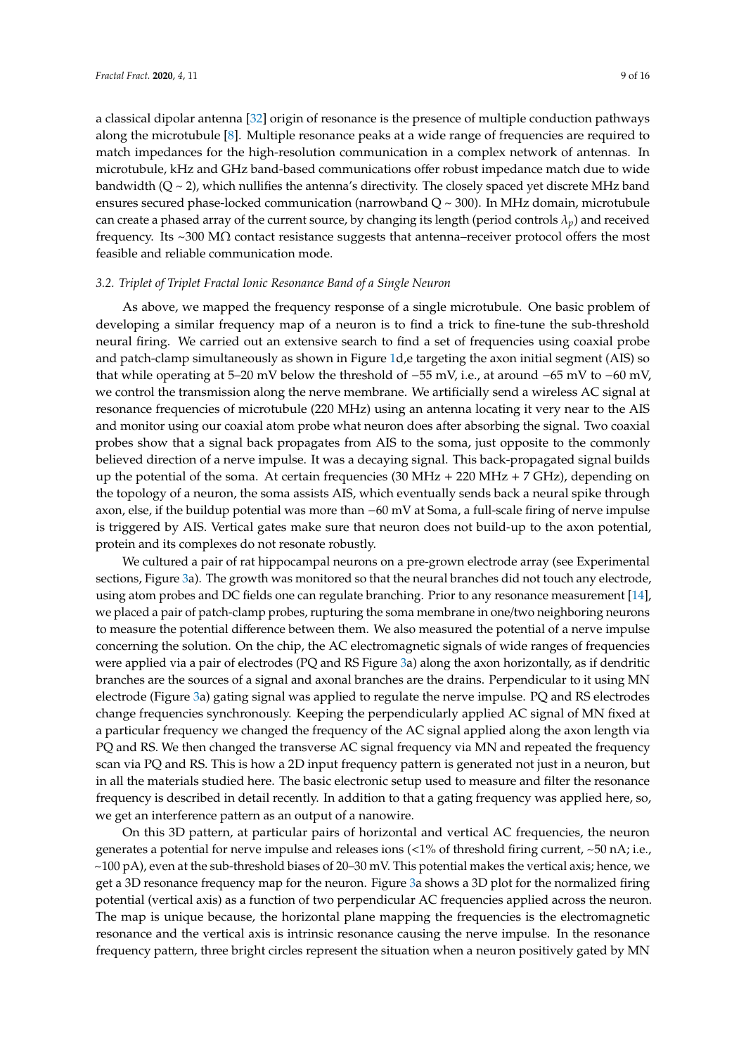a classical dipolar antenna [32] origin of resonance is the presence of multiple conduction pathways along the microtubule [8]. Multiple resonance peaks at a wide range of frequencies are required to match impedances for the high-resolution communication in a complex network of antennas. In microtubule, kHz and GHz band-based communications offer robust impedance match due to wide bandwidth (Q ~ 2), which nullifies the antenna's directivity. The closely spaced yet discrete MHz band ensures secured phase-locked communication (narrowband Q ~ 300). In MHz domain, microtubule can create a phased array of the current source, by changing its length (period controls $\lambda_p$) and received frequency. Its ~300 MΩ contact resistance suggests that antenna–receiver protocol offers the most feasible and reliable communication mode.

### 3.2. Triplet of Triplet Fractal Ionic Resonance Band of a Single Neuron

As above, we mapped the frequency response of a single microtubule. One basic problem of developing a similar frequency map of a neuron is to find a trick to fine-tune the sub-threshold neural firing. We carried out an extensive search to find a set of frequencies using coaxial probe and patch-clamp simultaneously as shown in Figure 1d,e targeting the axon initial segment (AIS) so that while operating at 5–20 mV below the threshold of −55 mV, i.e., at around −65 mV to −60 mV, we control the transmission along the nerve membrane. We artificially send a wireless AC signal at resonance frequencies of microtubule (220 MHz) using an antenna locating it very near to the AIS and monitor using our coaxial atom probe what neuron does after absorbing the signal. Two coaxial probes show that a signal back propagates from AIS to the soma, just opposite to the commonly believed direction of a nerve impulse. It was a decaying signal. This back-propagated signal builds up the potential of the soma. At certain frequencies (30 MHz + 220 MHz + 7 GHz), depending on the topology of a neuron, the soma assists AIS, which eventually sends back a neural spike through axon, else, if the buildup potential was more than −60 mV at Soma, a full-scale firing of nerve impulse is triggered by AIS. Vertical gates make sure that neuron does not build-up to the axon potential, protein and its complexes do not resonate robustly.

We cultured a pair of rat hippocampal neurons on a pre-grown electrode array (see Experimental sections, Figure 3a). The growth was monitored so that the neural branches did not touch any electrode, using atom probes and DC fields one can regulate branching. Prior to any resonance measurement [14], we placed a pair of patch-clamp probes, rupturing the soma membrane in one/two neighboring neurons to measure the potential difference between them. We also measured the potential of a nerve impulse concerning the solution. On the chip, the AC electromagnetic signals of wide ranges of frequencies were applied via a pair of electrodes (PQ and RS Figure 3a) along the axon horizontally, as if dendritic branches are the sources of a signal and axonal branches are the drains. Perpendicular to it using MN electrode (Figure 3a) gating signal was applied to regulate the nerve impulse. PQ and RS electrodes change frequencies synchronously. Keeping the perpendicularly applied AC signal of MN fixed at a particular frequency we changed the frequency of the AC signal applied along the axon length via PQ and RS. We then changed the transverse AC signal frequency via MN and repeated the frequency scan via PQ and RS. This is how a 2D input frequency pattern is generated not just in a neuron, but in all the materials studied here. The basic electronic setup used to measure and filter the resonance frequency is described in detail recently. In addition to that a gating frequency was applied here, so, we get an interference pattern as an output of a nanowire.

On this 3D pattern, at particular pairs of horizontal and vertical AC frequencies, the neuron generates a potential for nerve impulse and releases ions (<1% of threshold firing current, ~50 nA; i.e., ~100 pA), even at the sub-threshold biases of 20–30 mV. This potential makes the vertical axis; hence, we get a 3D resonance frequency map for the neuron. Figure 3a shows a 3D plot for the normalized firing potential (vertical axis) as a function of two perpendicular AC frequencies applied across the neuron. The map is unique because, the horizontal plane mapping the frequencies is the electromagnetic resonance and the vertical axis is intrinsic resonance causing the nerve impulse. In the resonance frequency pattern, three bright circles represent the situation when a neuron positively gated by MN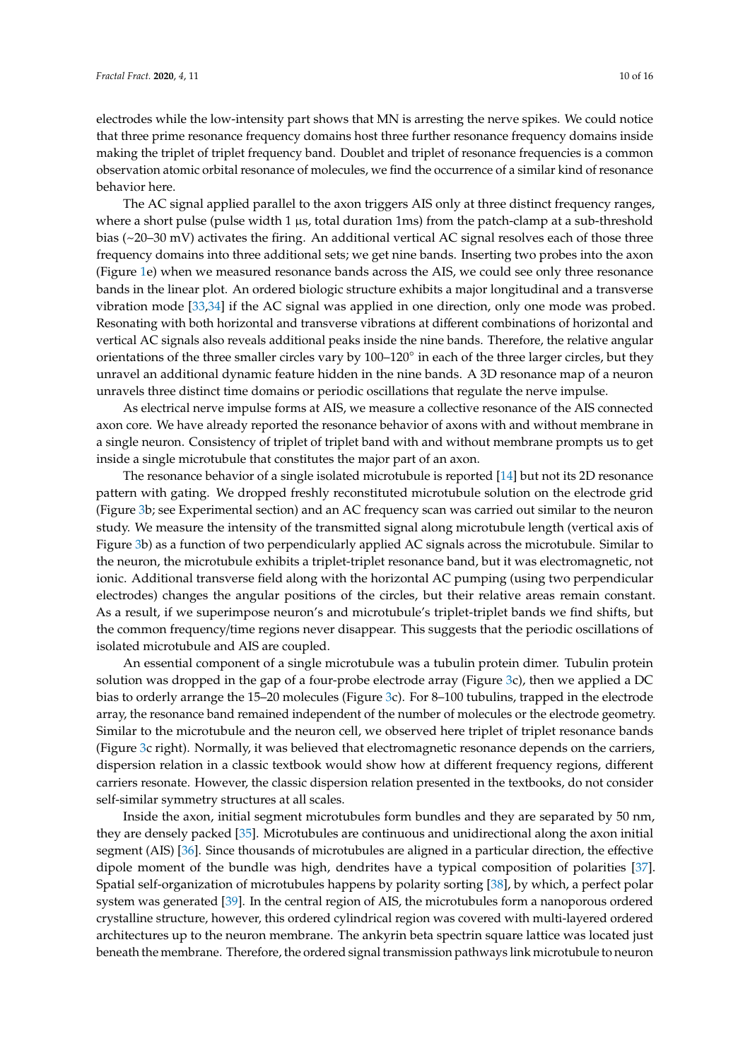electrodes while the low-intensity part shows that MN is arresting the nerve spikes. We could notice that three prime resonance frequency domains host three further resonance frequency domains inside making the triplet of triplet frequency band. Doublet and triplet of resonance frequencies is a common observation atomic orbital resonance of molecules, we find the occurrence of a similar kind of resonance behavior here.

The AC signal applied parallel to the axon triggers AIS only at three distinct frequency ranges, where a short pulse (pulse width 1 µs, total duration 1ms) from the patch-clamp at a sub-threshold bias (~20–30 mV) activates the firing. An additional vertical AC signal resolves each of those three frequency domains into three additional sets; we get nine bands. Inserting two probes into the axon (Figure 1e) when we measured resonance bands across the AIS, we could see only three resonance bands in the linear plot. An ordered biologic structure exhibits a major longitudinal and a transverse vibration mode [33,34] if the AC signal was applied in one direction, only one mode was probed. Resonating with both horizontal and transverse vibrations at different combinations of horizontal and vertical AC signals also reveals additional peaks inside the nine bands. Therefore, the relative angular orientations of the three smaller circles vary by 100–120° in each of the three larger circles, but they unravel an additional dynamic feature hidden in the nine bands. A 3D resonance map of a neuron unravels three distinct time domains or periodic oscillations that regulate the nerve impulse.

As electrical nerve impulse forms at AIS, we measure a collective resonance of the AIS connected axon core. We have already reported the resonance behavior of axons with and without membrane in a single neuron. Consistency of triplet of triplet band with and without membrane prompts us to get inside a single microtubule that constitutes the major part of an axon.

The resonance behavior of a single isolated microtubule is reported [14] but not its 2D resonance pattern with gating. We dropped freshly reconstituted microtubule solution on the electrode grid (Figure 3b; see Experimental section) and an AC frequency scan was carried out similar to the neuron study. We measure the intensity of the transmitted signal along microtubule length (vertical axis of Figure 3b) as a function of two perpendicularly applied AC signals across the microtubule. Similar to the neuron, the microtubule exhibits a triplet-triplet resonance band, but it was electromagnetic, not ionic. Additional transverse field along with the horizontal AC pumping (using two perpendicular electrodes) changes the angular positions of the circles, but their relative areas remain constant. As a result, if we superimpose neuron's and microtubule's triplet-triplet bands we find shifts, but the common frequency/time regions never disappear. This suggests that the periodic oscillations of isolated microtubule and AIS are coupled.

An essential component of a single microtubule was a tubulin protein dimer. Tubulin protein solution was dropped in the gap of a four-probe electrode array (Figure 3c), then we applied a DC bias to orderly arrange the 15–20 molecules (Figure 3c). For 8–100 tubulins, trapped in the electrode array, the resonance band remained independent of the number of molecules or the electrode geometry. Similar to the microtubule and the neuron cell, we observed here triplet of triplet resonance bands (Figure 3c right). Normally, it was believed that electromagnetic resonance depends on the carriers, dispersion relation in a classic textbook would show how at different frequency regions, different carriers resonate. However, the classic dispersion relation presented in the textbooks, do not consider self-similar symmetry structures at all scales.

Inside the axon, initial segment microtubules form bundles and they are separated by 50 nm, they are densely packed [35]. Microtubules are continuous and unidirectional along the axon initial segment (AIS) [36]. Since thousands of microtubules are aligned in a particular direction, the effective dipole moment of the bundle was high, dendrites have a typical composition of polarities [37]. Spatial self-organization of microtubules happens by polarity sorting [38], by which, a perfect polar system was generated [39]. In the central region of AIS, the microtubules form a nanoporous ordered crystalline structure, however, this ordered cylindrical region was covered with multi-layered ordered architectures up to the neuron membrane. The ankyrin beta spectrin square lattice was located just beneath the membrane. Therefore, the ordered signal transmission pathways link microtubule to neuron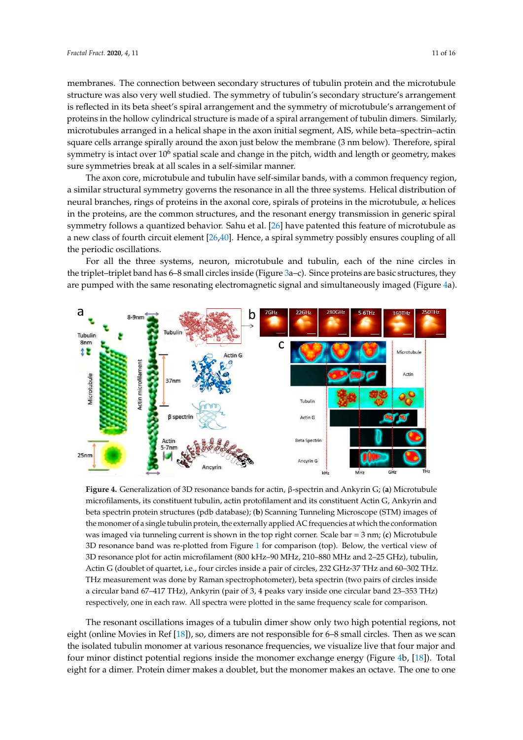membranes. The connection between secondary structures of tubulin protein and the microtubule structure was also very well studied. The symmetry of tubulin's secondary structure's arrangement is reflected in its beta sheet's spiral arrangement and the symmetry of microtubule's arrangement of proteins in the hollow cylindrical structure is made of a spiral arrangement of tubulin dimers. Similarly, microtubules arranged in a helical shape in the axon initial segment, AIS, while beta–spectrin–actin square cells arrange spirally around the axon just below the membrane (3 nm below). Therefore, spiral symmetry is intact over $10^6$ spatial scale and change in the pitch, width and length or geometry, makes sure symmetries break at all scales in a self-similar manner.

The axon core, microtubule and tubulin have self-similar bands, with a common frequency region, a similar structural symmetry governs the resonance in all the three systems. Helical distribution of neural branches, rings of proteins in the axonal core, spirals of proteins in the microtubule, $\alpha$ helices in the proteins, are the common structures, and the resonant energy transmission in generic spiral symmetry follows a quantized behavior. Sahu et al. [26] have patented this feature of microtubule as a new class of fourth circuit element [26,40]. Hence, a spiral symmetry possibly ensures coupling of all the periodic oscillations.

For all the three systems, neuron, microtubule and tubulin, each of the nine circles in the triplet–triplet band has 6–8 small circles inside (Figure 3a–c). Since proteins are basic structures, they are pumped with the same resonating electromagnetic signal and simultaneously imaged (Figure 4a).

**Figure 4.** Generalization of 3D resonance bands for actin, β-spectrin and Ankyrin G; (**a**) Microtubule microfilaments, its constituent tubulin, actin protofilament and its constituent Actin G, Ankyrin and beta spectrin protein structures (pdb database); (**b**) Scanning Tunneling Microscope (STM) images of the monomer of a single tubulin protein, the externally applied AC frequencies at which the conformation was imaged via tunneling current is shown in the top right corner. Scale bar = 3 nm; (**c**) Microtubule 3D resonance band was re-plotted from Figure 1 for comparison (top). Below, the vertical view of 3D resonance plot for actin microfilament (800 kHz–90 MHz, 210–880 MHz and 2–25 GHz), tubulin, Actin G (doublet of quartet, i.e., four circles inside a pair of circles, 232 GHz-37 THz and 60–302 THz. THz measurement was done by Raman spectrophotometer), beta spectrin (two pairs of circles inside a circular band 67–417 THz), Ankyrin (pair of 3, 4 peaks vary inside one circular band 23–353 THz) respectively, one in each raw. All spectra were plotted in the same frequency scale for comparison.

The resonant oscillations images of a tubulin dimer show only two high potential regions, not eight (online Movies in Ref [18]), so, dimers are not responsible for 6–8 small circles. Then as we scan the isolated tubulin monomer at various resonance frequencies, we visualize live that four major and four minor distinct potential regions inside the monomer exchange energy (Figure 4b, [18]). Total eight for a dimer. Protein dimer makes a doublet, but the monomer makes an octave. The one to one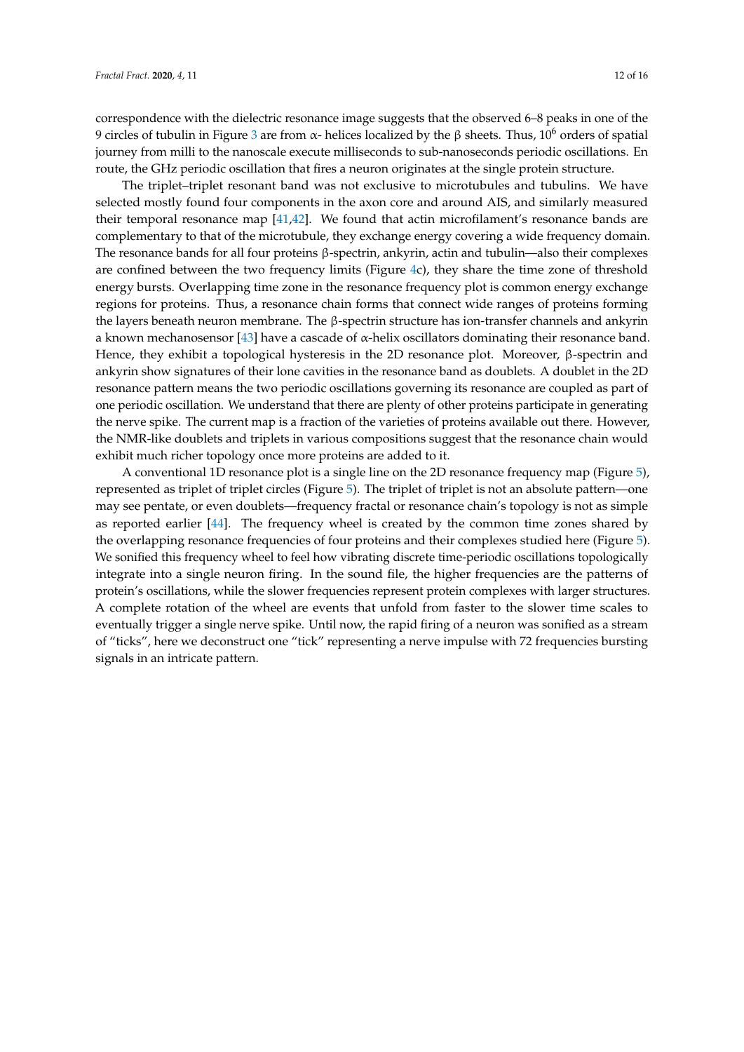correspondence with the dielectric resonance image suggests that the observed 6–8 peaks in one of the 9 circles of tubulin in Figure 3 are from α- helices localized by the β sheets. Thus, $10^6$ orders of spatial journey from milli to the nanoscale execute milliseconds to sub-nanoseconds periodic oscillations. En route, the GHz periodic oscillation that fires a neuron originates at the single protein structure.

The triplet–triplet resonant band was not exclusive to microtubules and tubulins. We have selected mostly found four components in the axon core and around AIS, and similarly measured their temporal resonance map [41,42]. We found that actin microfilament's resonance bands are complementary to that of the microtubule, they exchange energy covering a wide frequency domain. The resonance bands for all four proteins β-spectrin, ankyrin, actin and tubulin—also their complexes are confined between the two frequency limits (Figure 4c), they share the time zone of threshold energy bursts. Overlapping time zone in the resonance frequency plot is common energy exchange regions for proteins. Thus, a resonance chain forms that connect wide ranges of proteins forming the layers beneath neuron membrane. The β-spectrin structure has ion-transfer channels and ankyrin a known mechanosensor [43] have a cascade of α-helix oscillators dominating their resonance band. Hence, they exhibit a topological hysteresis in the 2D resonance plot. Moreover, β-spectrin and ankyrin show signatures of their lone cavities in the resonance band as doublets. A doublet in the 2D resonance pattern means the two periodic oscillations governing its resonance are coupled as part of one periodic oscillation. We understand that there are plenty of other proteins participate in generating the nerve spike. The current map is a fraction of the varieties of proteins available out there. However, the NMR-like doublets and triplets in various compositions suggest that the resonance chain would exhibit much richer topology once more proteins are added to it.

A conventional 1D resonance plot is a single line on the 2D resonance frequency map (Figure 5), represented as triplet of triplet circles (Figure 5). The triplet of triplet is not an absolute pattern—one may see pentate, or even doublets—frequency fractal or resonance chain's topology is not as simple as reported earlier [44]. The frequency wheel is created by the common time zones shared by the overlapping resonance frequencies of four proteins and their complexes studied here (Figure 5). We sonified this frequency wheel to feel how vibrating discrete time-periodic oscillations topologically integrate into a single neuron firing. In the sound file, the higher frequencies are the patterns of protein's oscillations, while the slower frequencies represent protein complexes with larger structures. A complete rotation of the wheel are events that unfold from faster to the slower time scales to eventually trigger a single nerve spike. Until now, the rapid firing of a neuron was sonified as a stream of "ticks", here we deconstruct one "tick" representing a nerve impulse with 72 frequencies bursting signals in an intricate pattern.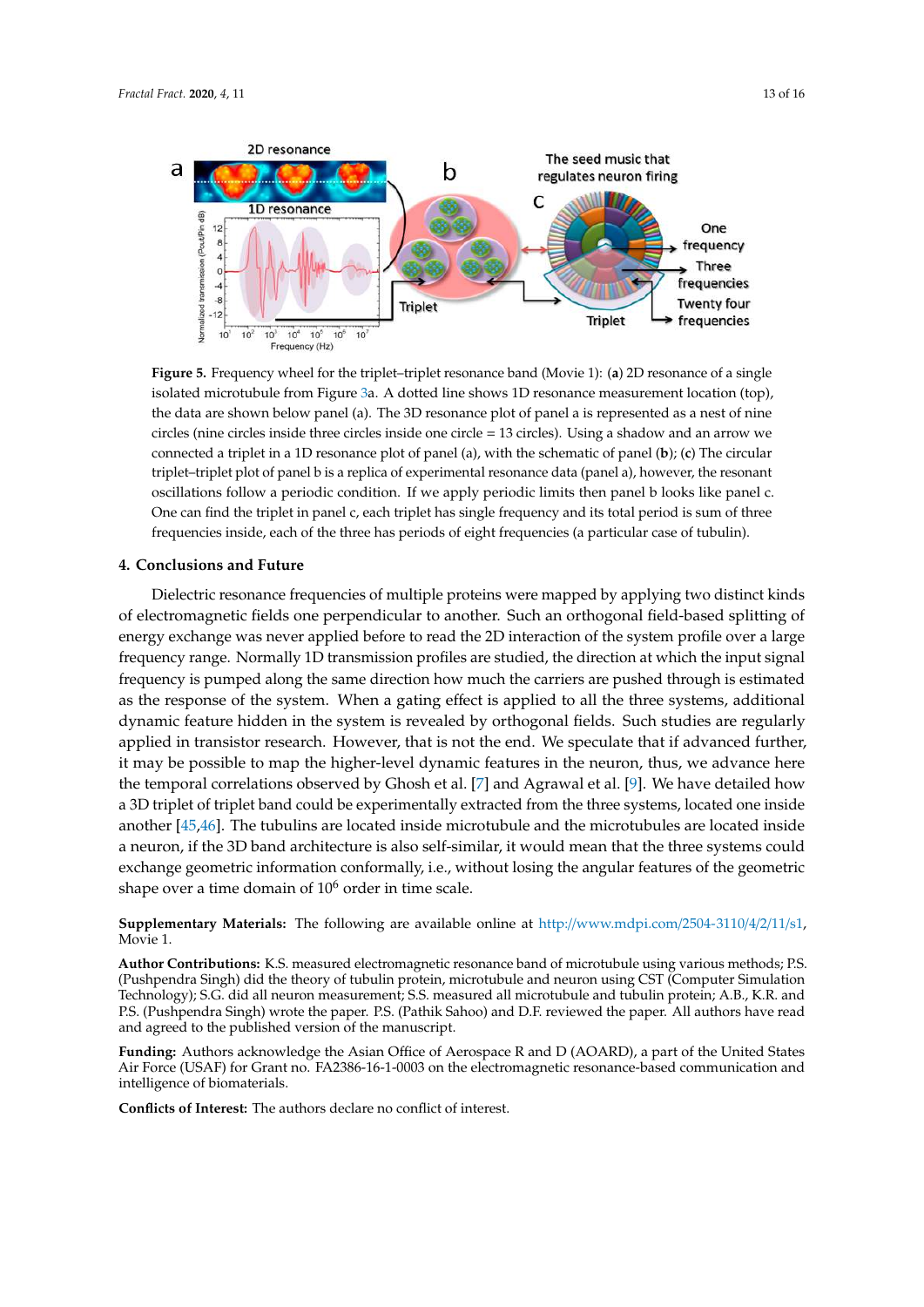**Figure 5.** Frequency wheel for the triplet–triplet resonance band (Movie 1): (**a**) 2D resonance of a single isolated microtubule from Figure 3a. A dotted line shows 1D resonance measurement location (top), the data are shown below panel (a). The 3D resonance plot of panel a is represented as a nest of nine circles (nine circles inside three circles inside one circle = 13 circles). Using a shadow and an arrow we connected a triplet in a 1D resonance plot of panel (a), with the schematic of panel (**b**); (**c**) The circular triplet–triplet plot of panel b is a replica of experimental resonance data (panel a), however, the resonant oscillations follow a periodic condition. If we apply periodic limits then panel b looks like panel c. One can find the triplet in panel c, each triplet has single frequency and its total period is sum of three frequencies inside, each of the three has periods of eight frequencies (a particular case of tubulin).

## 4. Conclusions and Future

Dielectric resonance frequencies of multiple proteins were mapped by applying two distinct kinds of electromagnetic fields one perpendicular to another. Such an orthogonal field-based splitting of energy exchange was never applied before to read the 2D interaction of the system profile over a large frequency range. Normally 1D transmission profiles are studied, the direction at which the input signal frequency is pumped along the same direction how much the carriers are pushed through is estimated as the response of the system. When a gating effect is applied to all the three systems, additional dynamic feature hidden in the system is revealed by orthogonal fields. Such studies are regularly applied in transistor research. However, that is not the end. We speculate that if advanced further, it may be possible to map the higher-level dynamic features in the neuron, thus, we advance here the temporal correlations observed by Ghosh et al. [7] and Agrawal et al. [9]. We have detailed how a 3D triplet of triplet band could be experimentally extracted from the three systems, located one inside another [45,46]. The tubulins are located inside microtubule and the microtubules are located inside a neuron, if the 3D band architecture is also self-similar, it would mean that the three systems could exchange geometric information conformally, i.e., without losing the angular features of the geometric shape over a time domain of $10^6$ order in time scale.

**Supplementary Materials:** The following are available online at http://www.mdpi.com/2504-3110/4/2/11/s1, Movie 1.

**Author Contributions:** K.S. measured electromagnetic resonance band of microtubule using various methods; P.S. (Pushpendra Singh) did the theory of tubulin protein, microtubule and neuron using CST (Computer Simulation Technology); S.G. did all neuron measurement; S.S. measured all microtubule and tubulin protein; A.B., K.R. and P.S. (Pushpendra Singh) wrote the paper. P.S. (Pathik Sahoo) and D.F. reviewed the paper. All authors have read and agreed to the published version of the manuscript.

**Funding:** Authors acknowledge the Asian Office of Aerospace R and D (AOARD), a part of the United States Air Force (USAF) for Grant no. FA2386-16-1-0003 on the electromagnetic resonance-based communication and intelligence of biomaterials.

**Conflicts of Interest:** The authors declare no conflict of interest.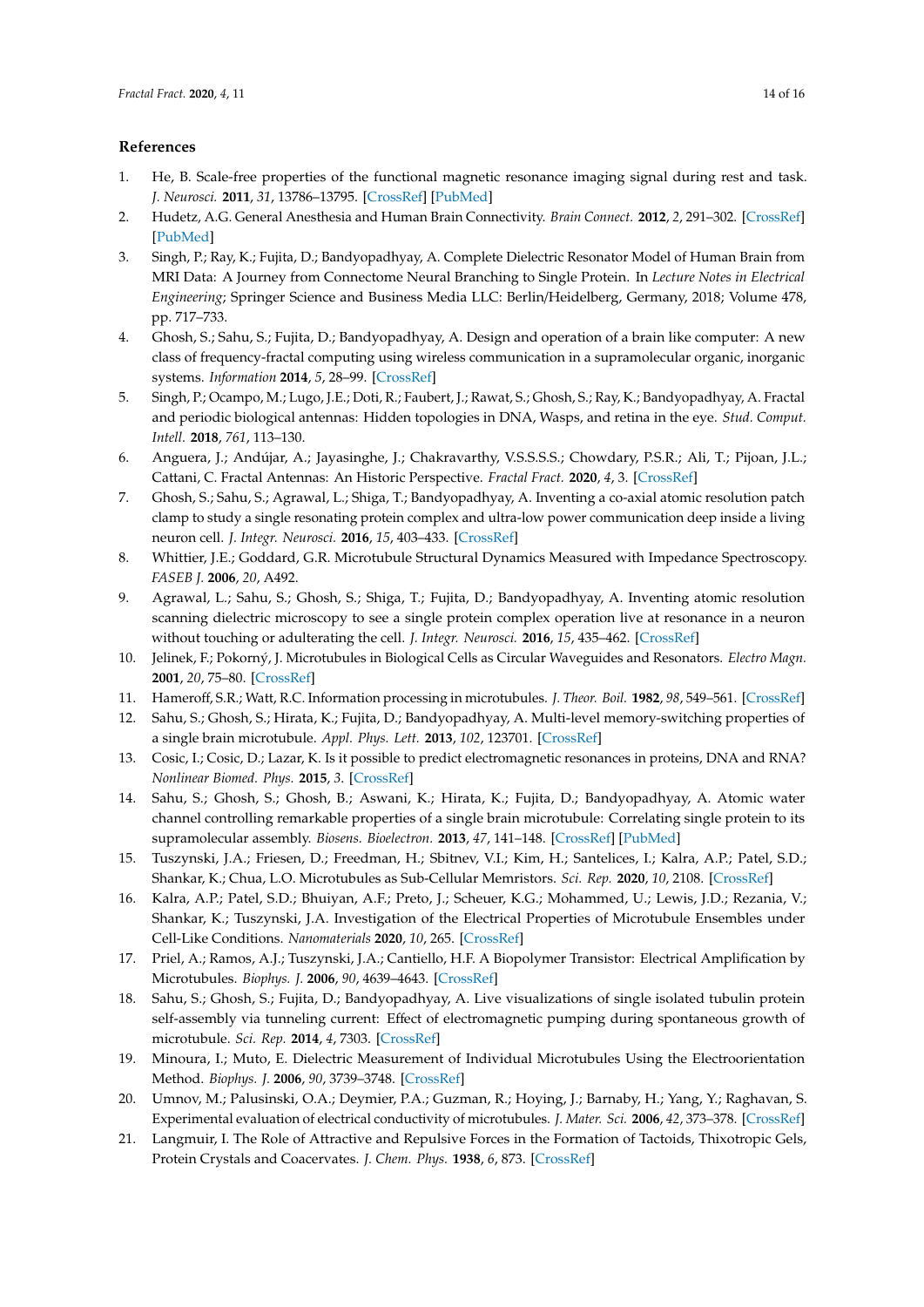## References

1. He, B. Scale-free properties of the functional magnetic resonance imaging signal during rest and task. *J. Neurosci.* **2011**, *31*, 13786–13795. [CrossRef] [PubMed]
2. Hudetz, A.G. General Anesthesia and Human Brain Connectivity. *Brain Connect.* **2012**, *2*, 291–302. [CrossRef] [PubMed]
3. Singh, P.; Ray, K.; Fujita, D.; Bandyopadhyay, A. Complete Dielectric Resonator Model of Human Brain from MRI Data: A Journey from Connectome Neural Branching to Single Protein. In *Lecture Notes in Electrical Engineering*; Springer Science and Business Media LLC: Berlin/Heidelberg, Germany, 2018; Volume 478, pp. 717–733.
4. Ghosh, S.; Sahu, S.; Fujita, D.; Bandyopadhyay, A. Design and operation of a brain like computer: A new class of frequency-fractal computing using wireless communication in a supramolecular organic, inorganic systems. *Information* **2014**, *5*, 28–99. [CrossRef]
5. Singh, P.; Ocampo, M.; Lugo, J.E.; Doti, R.; Faubert, J.; Rawat, S.; Ghosh, S.; Ray, K.; Bandyopadhyay, A. Fractal and periodic biological antennas: Hidden topologies in DNA, Wasps, and retina in the eye. *Stud. Comput. Intell.* **2018**, *761*, 113–130.
6. Anguera, J.; Andújar, A.; Jayasinghe, J.; Chakravarthy, V.S.S.S.S.; Chowdary, P.S.R.; Ali, T.; Pijoan, J.L.; Cattani, C. Fractal Antennas: An Historic Perspective. *Fractal Fract.* **2020**, *4*, 3. [CrossRef]
7. Ghosh, S.; Sahu, S.; Agrawal, L.; Shiga, T.; Bandyopadhyay, A. Inventing a co-axial atomic resolution patch clamp to study a single resonating protein complex and ultra-low power communication deep inside a living neuron cell. *J. Integr. Neurosci.* **2016**, *15*, 403–433. [CrossRef]
8. Whittier, J.E.; Goddard, G.R. Microtubule Structural Dynamics Measured with Impedance Spectroscopy. *FASEB J.* **2006**, *20*, A492.
9. Agrawal, L.; Sahu, S.; Ghosh, S.; Shiga, T.; Fujita, D.; Bandyopadhyay, A. Inventing atomic resolution scanning dielectric microscopy to see a single protein complex operation live at resonance in a neuron without touching or adulterating the cell. *J. Integr. Neurosci.* **2016**, *15*, 435–462. [CrossRef]
10. Jelinek, F.; Pokorný, J. Microtubules in Biological Cells as Circular Waveguides and Resonators. *Electro Magn.* **2001**, *20*, 75–80. [CrossRef]
11. Hameroff, S.R.; Watt, R.C. Information processing in microtubules. *J. Theor. Boil.* **1982**, *98*, 549–561. [CrossRef]
12. Sahu, S.; Ghosh, S.; Hirata, K.; Fujita, D.; Bandyopadhyay, A. Multi-level memory-switching properties of a single brain microtubule. *Appl. Phys. Lett.* **2013**, *102*, 123701. [CrossRef]
13. Cosic, I.; Cosic, D.; Lazar, K. Is it possible to predict electromagnetic resonances in proteins, DNA and RNA? *Nonlinear Biomed. Phys.* **2015**, *3*. [CrossRef]
14. Sahu, S.; Ghosh, S.; Ghosh, B.; Aswani, K.; Hirata, K.; Fujita, D.; Bandyopadhyay, A. Atomic water channel controlling remarkable properties of a single brain microtubule: Correlating single protein to its supramolecular assembly. *Biosens. Bioelectron.* **2013**, *47*, 141–148. [CrossRef] [PubMed]
15. Tuszynski, J.A.; Friesen, D.; Freedman, H.; Sbitnev, V.I.; Kim, H.; Santelices, I.; Kalra, A.P.; Patel, S.D.; Shankar, K.; Chua, L.O. Microtubules as Sub-Cellular Memristors. *Sci. Rep.* **2020**, *10*, 2108. [CrossRef]
16. Kalra, A.P.; Patel, S.D.; Bhuiyan, A.F.; Preto, J.; Scheuer, K.G.; Mohammed, U.; Lewis, J.D.; Rezania, V.; Shankar, K.; Tuszynski, J.A. Investigation of the Electrical Properties of Microtubule Ensembles under Cell-Like Conditions. *Nanomaterials* **2020**, *10*, 265. [CrossRef]
17. Priel, A.; Ramos, A.J.; Tuszynski, J.A.; Cantiello, H.F. A Biopolymer Transistor: Electrical Amplification by Microtubules. *Biophys. J.* **2006**, *90*, 4639–4643. [CrossRef]
18. Sahu, S.; Ghosh, S.; Fujita, D.; Bandyopadhyay, A. Live visualizations of single isolated tubulin protein self-assembly via tunneling current: Effect of electromagnetic pumping during spontaneous growth of microtubule. *Sci. Rep.* **2014**, *4*, 7303. [CrossRef]
19. Minoura, I.; Muto, E. Dielectric Measurement of Individual Microtubules Using the Electroorientation Method. *Biophys. J.* **2006**, *90*, 3739–3748. [CrossRef]
20. Umnov, M.; Palusinski, O.A.; Deymier, P.A.; Guzman, R.; Hoying, J.; Barnaby, H.; Yang, Y.; Raghavan, S. Experimental evaluation of electrical conductivity of microtubules. *J. Mater. Sci.* **2006**, *42*, 373–378. [CrossRef]
21. Langmuir, I. The Role of Attractive and Repulsive Forces in the Formation of Tactoids, Thixotropic Gels, Protein Crystals and Coacervates. *J. Chem. Phys.* **1938**, *6*, 873. [CrossRef]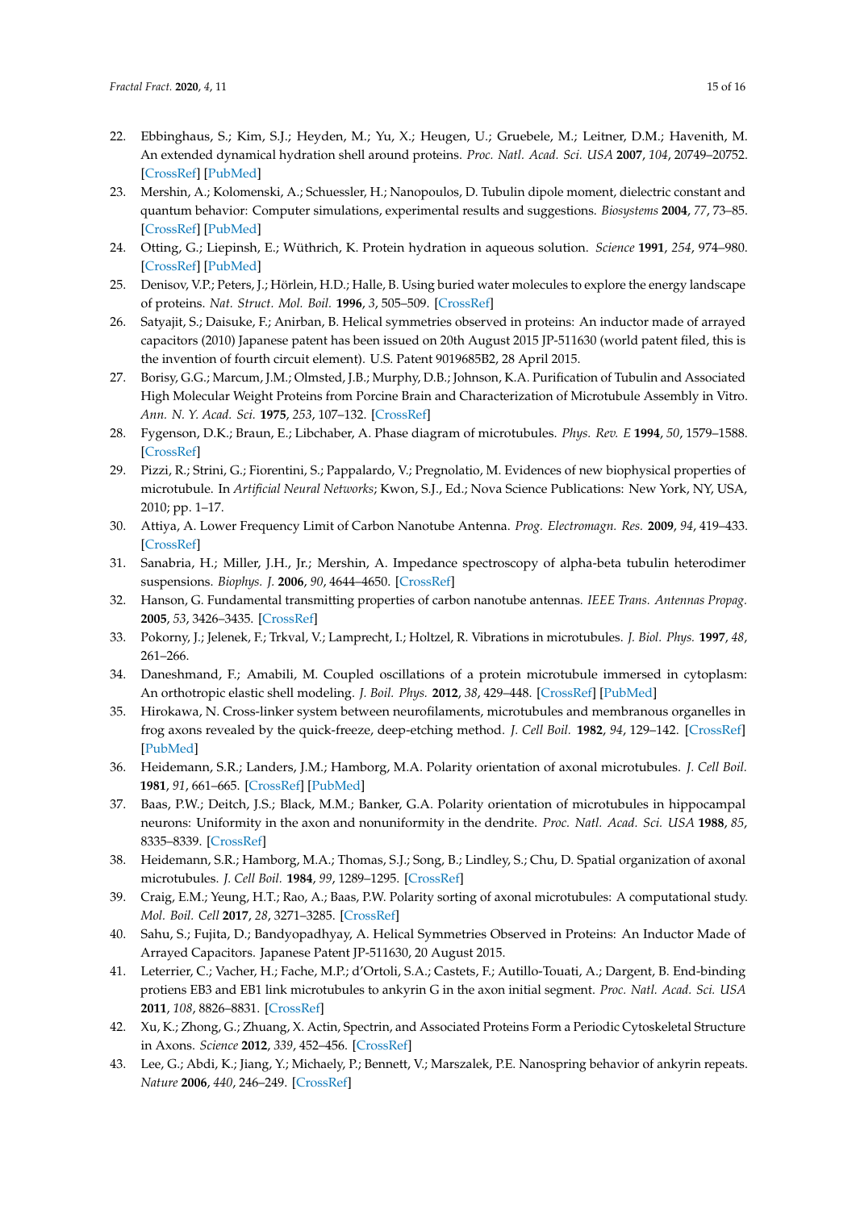22. Ebbinghaus, S.; Kim, S.J.; Heyden, M.; Yu, X.; Heugen, U.; Gruebele, M.; Leitner, D.M.; Havenith, M. An extended dynamical hydration shell around proteins. *Proc. Natl. Acad. Sci. USA* **2007**, *104*, 20749–20752. [CrossRef] [PubMed]
23. Mershin, A.; Kolomenski, A.; Schuessler, H.; Nanopoulos, D. Tubulin dipole moment, dielectric constant and quantum behavior: Computer simulations, experimental results and suggestions. *Biosystems* **2004**, *77*, 73–85. [CrossRef] [PubMed]
24. Otting, G.; Liepinsh, E.; Wüthrich, K. Protein hydration in aqueous solution. *Science* **1991**, *254*, 974–980. [CrossRef] [PubMed]
25. Denisov, V.P.; Peters, J.; Hörlein, H.D.; Halle, B. Using buried water molecules to explore the energy landscape of proteins. *Nat. Struct. Mol. Boil.* **1996**, *3*, 505–509. [CrossRef]
26. Satyajit, S.; Daisuke, F.; Anirban, B. Helical symmetries observed in proteins: An inductor made of arrayed capacitors (2010) Japanese patent has been issued on 20th August 2015 JP-511630 (world patent filed, this is the invention of fourth circuit element). U.S. Patent 9019685B2, 28 April 2015.
27. Borisy, G.G.; Marcum, J.M.; Olmsted, J.B.; Murphy, D.B.; Johnson, K.A. Purification of Tubulin and Associated High Molecular Weight Proteins from Porcine Brain and Characterization of Microtubule Assembly in Vitro. *Ann. N. Y. Acad. Sci.* **1975**, *253*, 107–132. [CrossRef]
28. Fygenson, D.K.; Braun, E.; Libchaber, A. Phase diagram of microtubules. *Phys. Rev. E* **1994**, *50*, 1579–1588. [CrossRef]
29. Pizzi, R.; Strini, G.; Fiorentini, S.; Pappalardo, V.; Pregnolatio, M. Evidences of new biophysical properties of microtubule. In *Artificial Neural Networks*; Kwon, S.J., Ed.; Nova Science Publications: New York, NY, USA, 2010; pp. 1–17.
30. Attiya, A. Lower Frequency Limit of Carbon Nanotube Antenna. *Prog. Electromagn. Res.* **2009**, *94*, 419–433. [CrossRef]
31. Sanabria, H.; Miller, J.H., Jr.; Mershin, A. Impedance spectroscopy of alpha-beta tubulin heterodimer suspensions. *Biophys. J.* **2006**, *90*, 4644–4650. [CrossRef]
32. Hanson, G. Fundamental transmitting properties of carbon nanotube antennas. *IEEE Trans. Antennas Propag.* **2005**, *53*, 3426–3435. [CrossRef]
33. Pokorny, J.; Jelenek, F.; Trkval, V.; Lamprecht, I.; Holtzel, R. Vibrations in microtubules. *J. Biol. Phys.* **1997**, *48*, 261–266.
34. Daneshmand, F.; Amabili, M. Coupled oscillations of a protein microtubule immersed in cytoplasm: An orthotropic elastic shell modeling. *J. Boil. Phys.* **2012**, *38*, 429–448. [CrossRef] [PubMed]
35. Hirokawa, N. Cross-linker system between neurofilaments, microtubules and membranous organelles in frog axons revealed by the quick-freeze, deep-etching method. *J. Cell Boil.* **1982**, *94*, 129–142. [CrossRef] [PubMed]
36. Heidemann, S.R.; Landers, J.M.; Hamborg, M.A. Polarity orientation of axonal microtubules. *J. Cell Boil.* **1981**, *91*, 661–665. [CrossRef] [PubMed]
37. Baas, P.W.; Deitch, J.S.; Black, M.M.; Banker, G.A. Polarity orientation of microtubules in hippocampal neurons: Uniformity in the axon and nonuniformity in the dendrite. *Proc. Natl. Acad. Sci. USA* **1988**, *85*, 8335–8339. [CrossRef]
38. Heidemann, S.R.; Hamborg, M.A.; Thomas, S.J.; Song, B.; Lindley, S.; Chu, D. Spatial organization of axonal microtubules. *J. Cell Boil.* **1984**, *99*, 1289–1295. [CrossRef]
39. Craig, E.M.; Yeung, H.T.; Rao, A.; Baas, P.W. Polarity sorting of axonal microtubules: A computational study. *Mol. Boil. Cell* **2017**, *28*, 3271–3285. [CrossRef]
40. Sahu, S.; Fujita, D.; Bandyopadhyay, A. Helical Symmetries Observed in Proteins: An Inductor Made of Arrayed Capacitors. Japanese Patent JP-511630, 20 August 2015.
41. Leterrier, C.; Vacher, H.; Fache, M.P.; d'Ortoli, S.A.; Castets, F.; Autillo-Touati, A.; Dargent, B. End-binding protiens EB3 and EB1 link microtubules to ankyrin G in the axon initial segment. *Proc. Natl. Acad. Sci. USA* **2011**, *108*, 8826–8831. [CrossRef]
42. Xu, K.; Zhong, G.; Zhuang, X. Actin, Spectrin, and Associated Proteins Form a Periodic Cytoskeletal Structure in Axons. *Science* **2012**, *339*, 452–456. [CrossRef]
43. Lee, G.; Abdi, K.; Jiang, Y.; Michaely, P.; Bennett, V.; Marszalek, P.E. Nanospring behavior of ankyrin repeats. *Nature* **2006**, *440*, 246–249. [CrossRef]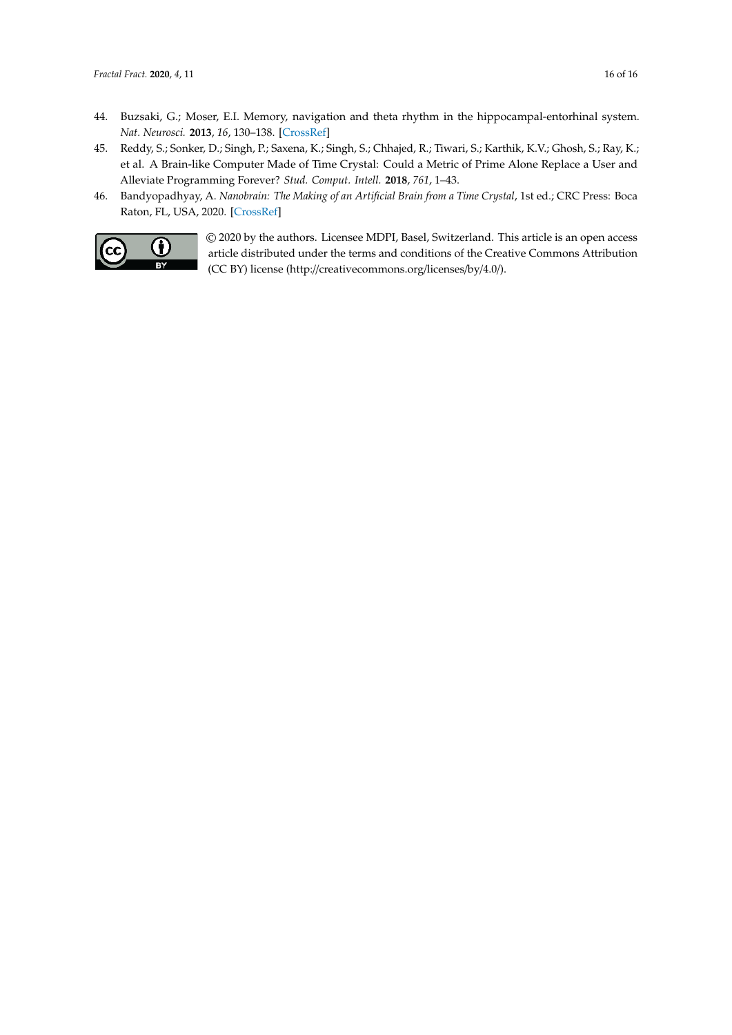44. Buzsaki, G.; Moser, E.I. Memory, navigation and theta rhythm in the hippocampal-entorhinal system. *Nat. Neurosci.* **2013**, *16*, 130–138. [CrossRef]
45. Reddy, S.; Sonker, D.; Singh, P.; Saxena, K.; Singh, S.; Chhajed, R.; Tiwari, S.; Karthik, K.V.; Ghosh, S.; Ray, K.; et al. A Brain-like Computer Made of Time Crystal: Could a Metric of Prime Alone Replace a User and Alleviate Programming Forever? *Stud. Comput. Intell.* **2018**, *761*, 1–43.
46. Bandyopadhyay, A. *Nanobrain: The Making of an Artificial Brain from a Time Crystal*, 1st ed.; CRC Press: Boca Raton, FL, USA, 2020. [CrossRef]

© 2020 by the authors. Licensee MDPI, Basel, Switzerland. This article is an open access article distributed under the terms and conditions of the Creative Commons Attribution (CC BY) license (http://creativecommons.org/licenses/by/4.0/).